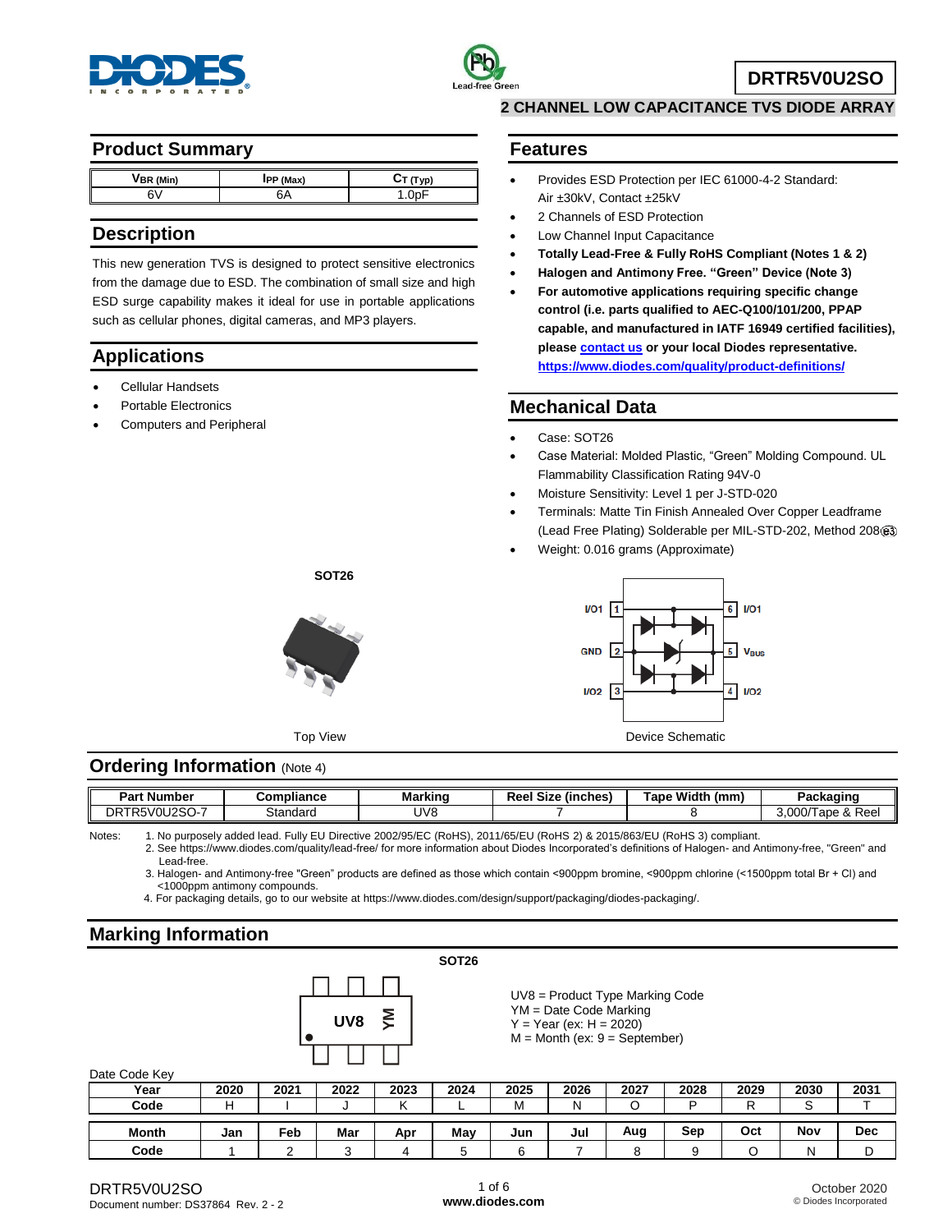# DRTR5V0U2SO

## 2 CHANNEL LOW CAPACITANCE TVS DIODE ARRAY

## Product Summary

| $V_{BR}$ (Min) | $I_{PP}$ (Max) | $C_T$ (Typ) |
|---|---|---|
| 6V | 6A | 1.0pF |

## Description

This new generation TVS is designed to protect sensitive electronics from the damage due to ESD. The combination of small size and high ESD surge capability makes it ideal for use in portable applications such as cellular phones, digital cameras, and MP3 players.

## Applications

- Cellular Handsets
- Portable Electronics
- Computers and Peripheral

## Features

- Provides ESD Protection per IEC 61000-4-2 Standard: Air ±30kV, Contact ±25kV
- 2 Channels of ESD Protection
- Low Channel Input Capacitance
- **Totally Lead-Free & Fully RoHS Compliant (Notes 1 & 2)**
- **Halogen and Antimony Free. "Green" Device (Note 3)**
- **For automotive applications requiring specific change control (i.e. parts qualified to AEC-Q100/101/200, PPAP capable, and manufactured in IATF 16949 certified facilities), please contact us or your local Diodes representative.** **https://www.diodes.com/quality/product-definitions/**

## Mechanical Data

- Case: SOT26
- Case Material: Molded Plastic, "Green" Molding Compound. UL Flammability Classification Rating 94V-0
- Moisture Sensitivity: Level 1 per J-STD-020
- Terminals: Matte Tin Finish Annealed Over Copper Leadframe (Lead Free Plating) Solderable per MIL-STD-202, Method 208 (e3)
- Weight: 0.016 grams (Approximate)

SOT26

Top View

I/O1 1, GND 2, I/O2 3, I/O2 4, VBUS 5, I/O1 6

Device Schematic

## Ordering Information (Note 4)

| Part Number | Compliance | Marking | Reel Size (inches) | Tape Width (mm) | Packaging |
|---|---|---|---|---|---|
| DRTR5V0U2SO-7 | Standard | UV8 | 7 | 8 | 3,000/Tape & Reel |

Notes:
1. No purposely added lead. Fully EU Directive 2002/95/EC (RoHS), 2011/65/EU (RoHS 2) & 2015/863/EU (RoHS 3) compliant.
2. See https://www.diodes.com/quality/lead-free/ for more information about Diodes Incorporated's definitions of Halogen- and Antimony-free, "Green" and Lead-free.
3. Halogen- and Antimony-free "Green" products are defined as those which contain <900ppm bromine, <900ppm chlorine (<1500ppm total Br + Cl) and <1000ppm antimony compounds.
4. For packaging details, go to our website at https://www.diodes.com/design/support/packaging/diodes-packaging/.

## Marking Information

SOT26

UV8 YM

UV8 = Product Type Marking Code
YM = Date Code Marking
Y = Year (ex: H = 2020)
M = Month (ex: 9 = September)

Date Code Key

| Year | 2020 | 2021 | 2022 | 2023 | 2024 | 2025 | 2026 | 2027 | 2028 | 2029 | 2030 | 2031 |
|---|---|---|---|---|---|---|---|---|---|---|---|---|
| Code | H | I | J | K | L | M | N | O | P | R | S | T |

| Month | Jan | Feb | Mar | Apr | May | Jun | Jul | Aug | Sep | Oct | Nov | Dec |
|---|---|---|---|---|---|---|---|---|---|---|---|---|
| Code | 1 | 2 | 3 | 4 | 5 | 6 | 7 | 8 | 9 | O | N | D |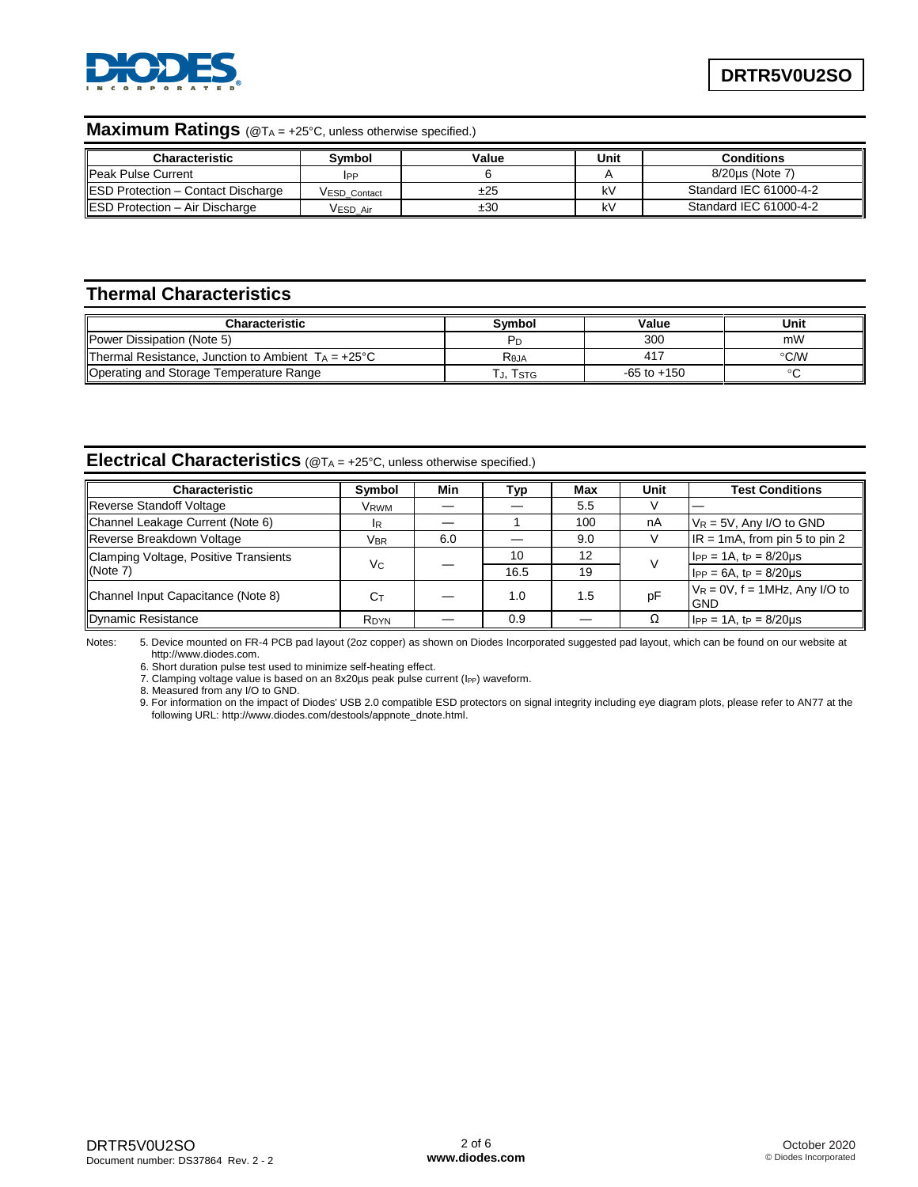## Maximum Ratings (@$T_A$ = +25°C, unless otherwise specified.)

| Characteristic | Symbol | Value | Unit | Conditions |
|---|---|---|---|---|
| Peak Pulse Current | $I_{PP}$ | 6 | A | 8/20µs (Note 7) |
| ESD Protection – Contact Discharge | $V_{ESD\_Contact}$ | ±25 | kV | Standard IEC 61000-4-2 |
| ESD Protection – Air Discharge | $V_{ESD\_Air}$ | ±30 | kV | Standard IEC 61000-4-2 |

## Thermal Characteristics

| Characteristic | Symbol | Value | Unit |
|---|---|---|---|
| Power Dissipation (Note 5) | $P_D$ | 300 | mW |
| Thermal Resistance, Junction to Ambient $T_A$ = +25°C | $R_{\theta JA}$ | 417 | °C/W |
| Operating and Storage Temperature Range | $T_J$, $T_{STG}$ | -65 to +150 | °C |

## Electrical Characteristics (@$T_A$ = +25°C, unless otherwise specified.)

| Characteristic | Symbol | Min | Typ | Max | Unit | Test Conditions |
|---|---|---|---|---|---|---|
| Reverse Standoff Voltage | $V_{RWM}$ | — | — | 5.5 | V | — |
| Channel Leakage Current (Note 6) | $I_R$ | — | 1 | 100 | nA | $V_R$ = 5V, Any I/O to GND |
| Reverse Breakdown Voltage | $V_{BR}$ | 6.0 | — | 9.0 | V | IR = 1mA, from pin 5 to pin 2 |
| Clamping Voltage, Positive Transients (Note 7) | $V_C$ | — | 10 | 12 | V | $I_{PP}$ = 1A, $t_P$ = 8/20µs |
| | | | 16.5 | 19 | | $I_{PP}$ = 6A, $t_P$ = 8/20µs |
| Channel Input Capacitance (Note 8) | $C_T$ | — | 1.0 | 1.5 | pF | $V_R$ = 0V, f = 1MHz, Any I/O to GND |
| Dynamic Resistance | $R_{DYN}$ | — | 0.9 | — | Ω | $I_{PP}$ = 1A, $t_P$ = 8/20µs |

Notes:
5. Device mounted on FR-4 PCB pad layout (2oz copper) as shown on Diodes Incorporated suggested pad layout, which can be found on our website at http://www.diodes.com.
6. Short duration pulse test used to minimize self-heating effect.
7. Clamping voltage value is based on an 8x20µs peak pulse current ($I_{PP}$) waveform.
8. Measured from any I/O to GND.
9. For information on the impact of Diodes' USB 2.0 compatible ESD protectors on signal integrity including eye diagram plots, please refer to AN77 at the following URL: http://www.diodes.com/destools/appnote_dnote.html.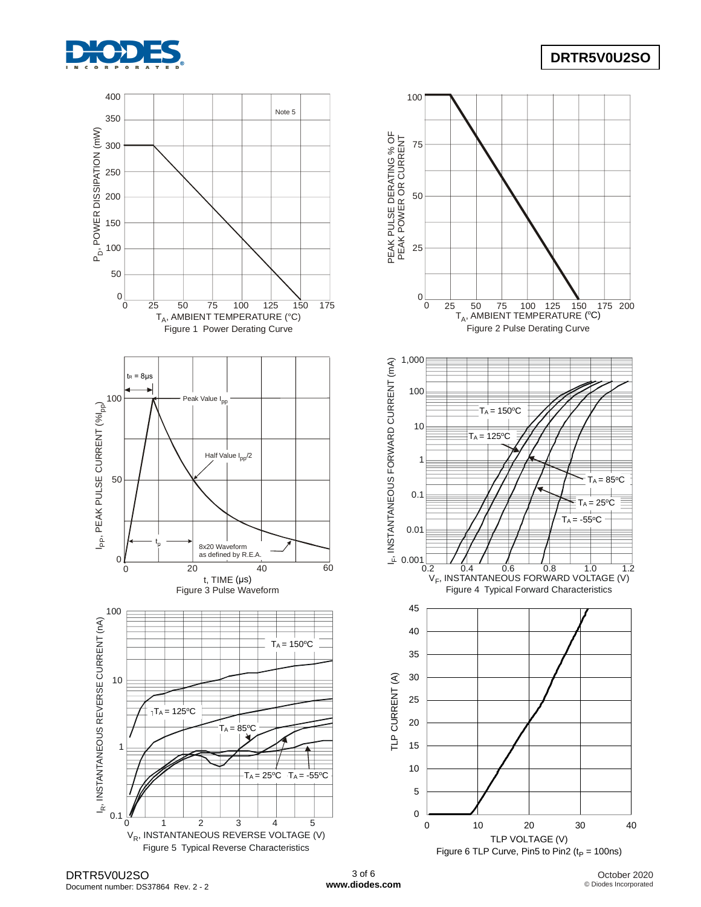Note 5

Figure 1 Power Derating Curve

Figure 2 Pulse Derating Curve

Figure 3 Pulse Waveform

Figure 4 Typical Forward Characteristics

Figure 5 Typical Reverse Characteristics

Figure 6 TLP Curve, Pin5 to Pin2 ($t_P$ = 100ns)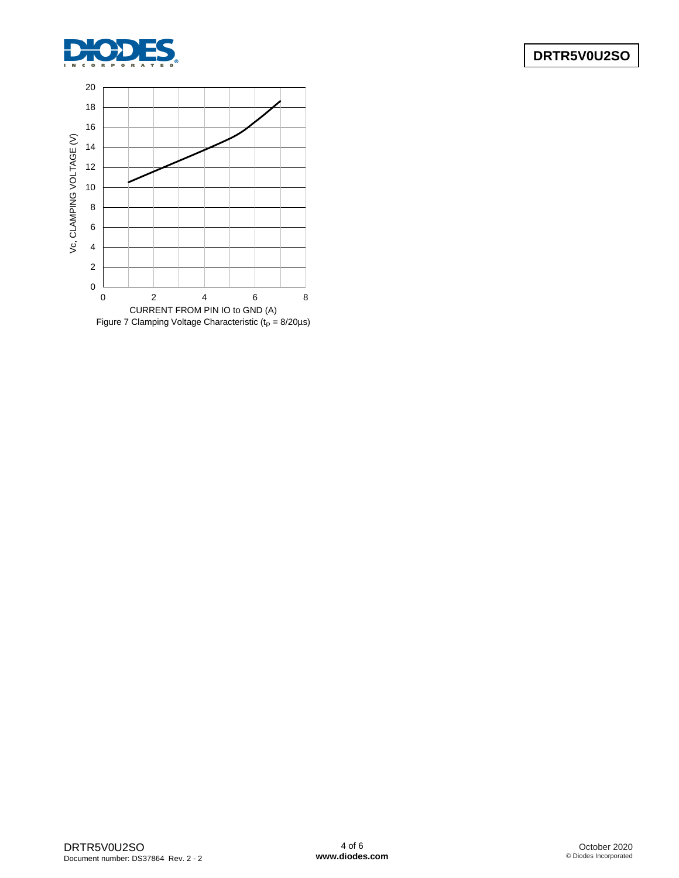Figure 7 Clamping Voltage Characteristic ($t_P$ = 8/20µs)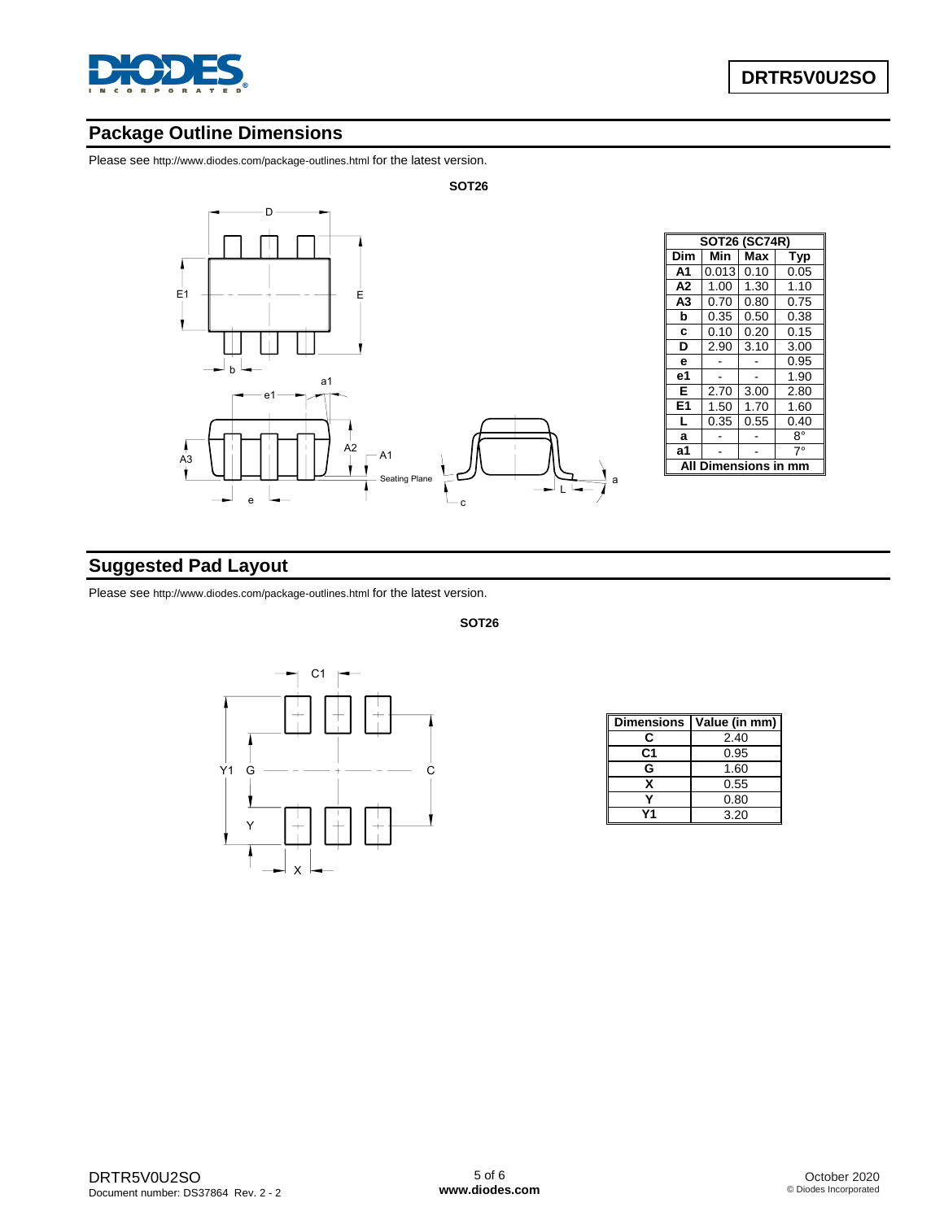## Package Outline Dimensions

Please see http://www.diodes.com/package-outlines.html for the latest version.

**SOT26**

| SOT26 (SC74R) | | | |
|---|---|---|---|
| **Dim** | **Min** | **Max** | **Typ** |
| **A1** | 0.013 | 0.10 | 0.05 |
| **A2** | 1.00 | 1.30 | 1.10 |
| **A3** | 0.70 | 0.80 | 0.75 |
| **b** | 0.35 | 0.50 | 0.38 |
| **c** | 0.10 | 0.20 | 0.15 |
| **D** | 2.90 | 3.10 | 3.00 |
| **e** | - | - | 0.95 |
| **e1** | - | - | 1.90 |
| **E** | 2.70 | 3.00 | 2.80 |
| **E1** | 1.50 | 1.70 | 1.60 |
| **L** | 0.35 | 0.55 | 0.40 |
| **a** | - | - | 8° |
| **a1** | - | - | 7° |
| **All Dimensions in mm** | | | |

## Suggested Pad Layout

Please see http://www.diodes.com/package-outlines.html for the latest version.

**SOT26**

| Dimensions | Value (in mm) |
|---|---|
| C | 2.40 |
| C1 | 0.95 |
| G | 1.60 |
| X | 0.55 |
| Y | 0.80 |
| Y1 | 3.20 |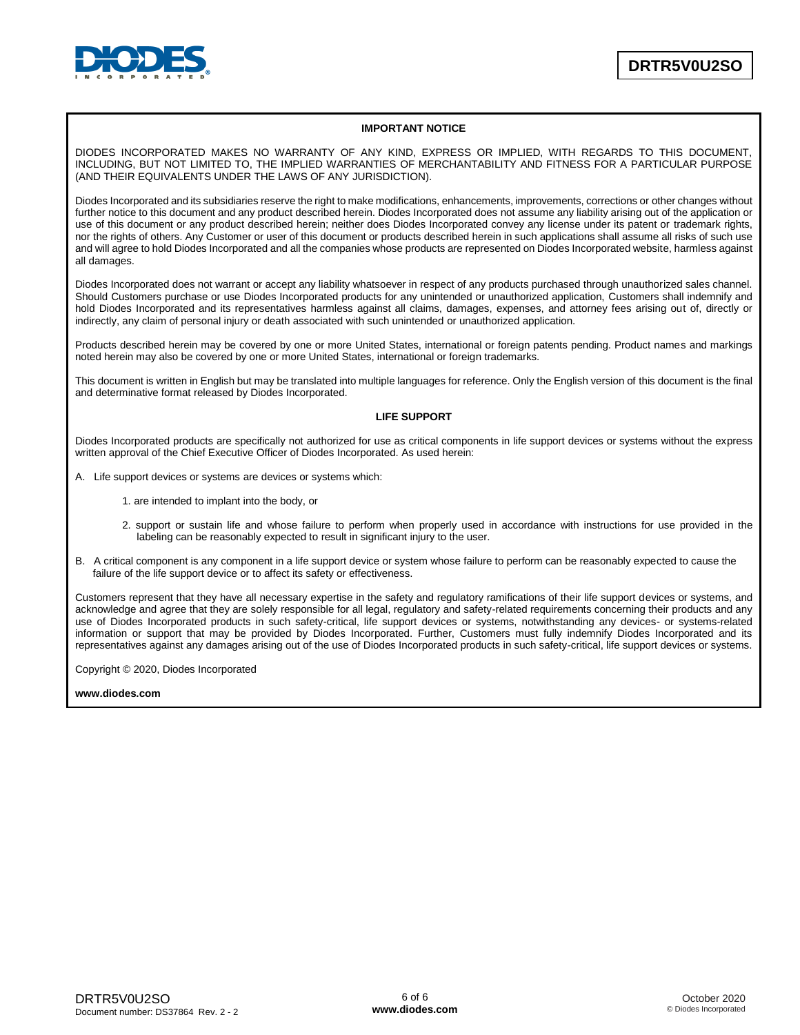## IMPORTANT NOTICE

DIODES INCORPORATED MAKES NO WARRANTY OF ANY KIND, EXPRESS OR IMPLIED, WITH REGARDS TO THIS DOCUMENT, INCLUDING, BUT NOT LIMITED TO, THE IMPLIED WARRANTIES OF MERCHANTABILITY AND FITNESS FOR A PARTICULAR PURPOSE (AND THEIR EQUIVALENTS UNDER THE LAWS OF ANY JURISDICTION).

Diodes Incorporated and its subsidiaries reserve the right to make modifications, enhancements, improvements, corrections or other changes without further notice to this document and any product described herein. Diodes Incorporated does not assume any liability arising out of the application or use of this document or any product described herein; neither does Diodes Incorporated convey any license under its patent or trademark rights, nor the rights of others. Any Customer or user of this document or products described herein in such applications shall assume all risks of such use and will agree to hold Diodes Incorporated and all the companies whose products are represented on Diodes Incorporated website, harmless against all damages.

Diodes Incorporated does not warrant or accept any liability whatsoever in respect of any products purchased through unauthorized sales channel. Should Customers purchase or use Diodes Incorporated products for any unintended or unauthorized application, Customers shall indemnify and hold Diodes Incorporated and its representatives harmless against all claims, damages, expenses, and attorney fees arising out of, directly or indirectly, any claim of personal injury or death associated with such unintended or unauthorized application.

Products described herein may be covered by one or more United States, international or foreign patents pending. Product names and markings noted herein may also be covered by one or more United States, international or foreign trademarks.

This document is written in English but may be translated into multiple languages for reference. Only the English version of this document is the final and determinative format released by Diodes Incorporated.

## LIFE SUPPORT

Diodes Incorporated products are specifically not authorized for use as critical components in life support devices or systems without the express written approval of the Chief Executive Officer of Diodes Incorporated. As used herein:

A. Life support devices or systems are devices or systems which:

   1. are intended to implant into the body, or

   2. support or sustain life and whose failure to perform when properly used in accordance with instructions for use provided in the labeling can be reasonably expected to result in significant injury to the user.

B. A critical component is any component in a life support device or system whose failure to perform can be reasonably expected to cause the failure of the life support device or to affect its safety or effectiveness.

Customers represent that they have all necessary expertise in the safety and regulatory ramifications of their life support devices or systems, and acknowledge and agree that they are solely responsible for all legal, regulatory and safety-related requirements concerning their products and any use of Diodes Incorporated products in such safety-critical, life support devices or systems, notwithstanding any devices- or systems-related information or support that may be provided by Diodes Incorporated. Further, Customers must fully indemnify Diodes Incorporated and its representatives against any damages arising out of the use of Diodes Incorporated products in such safety-critical, life support devices or systems.

Copyright © 2020, Diodes Incorporated

**www.diodes.com**